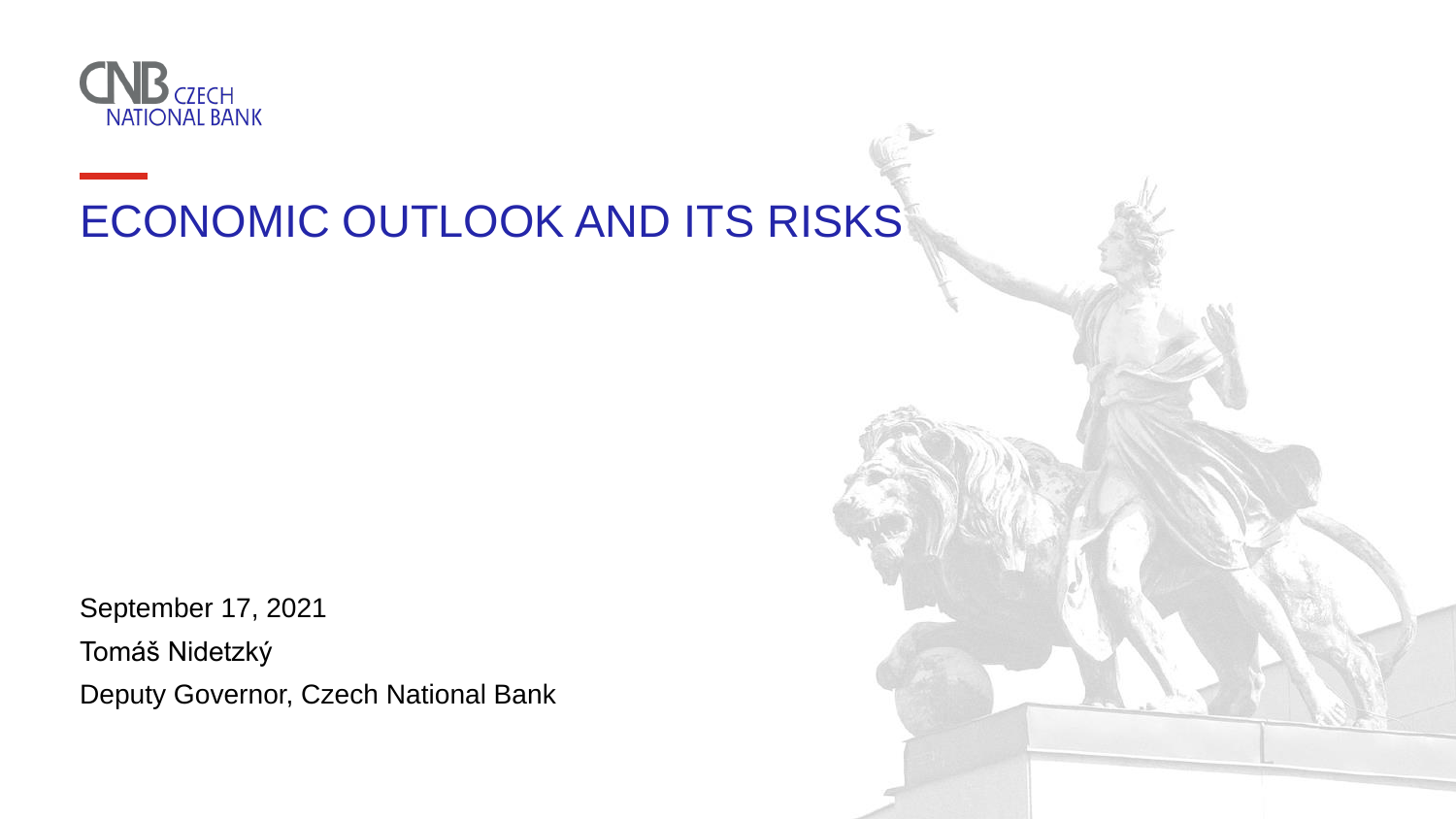CZECH NATIONAL BANK

# ECONOMIC OUTLOOK AND ITS RISKS

September 17, 2021

Tomáš Nidetzký

Deputy Governor, Czech National Bank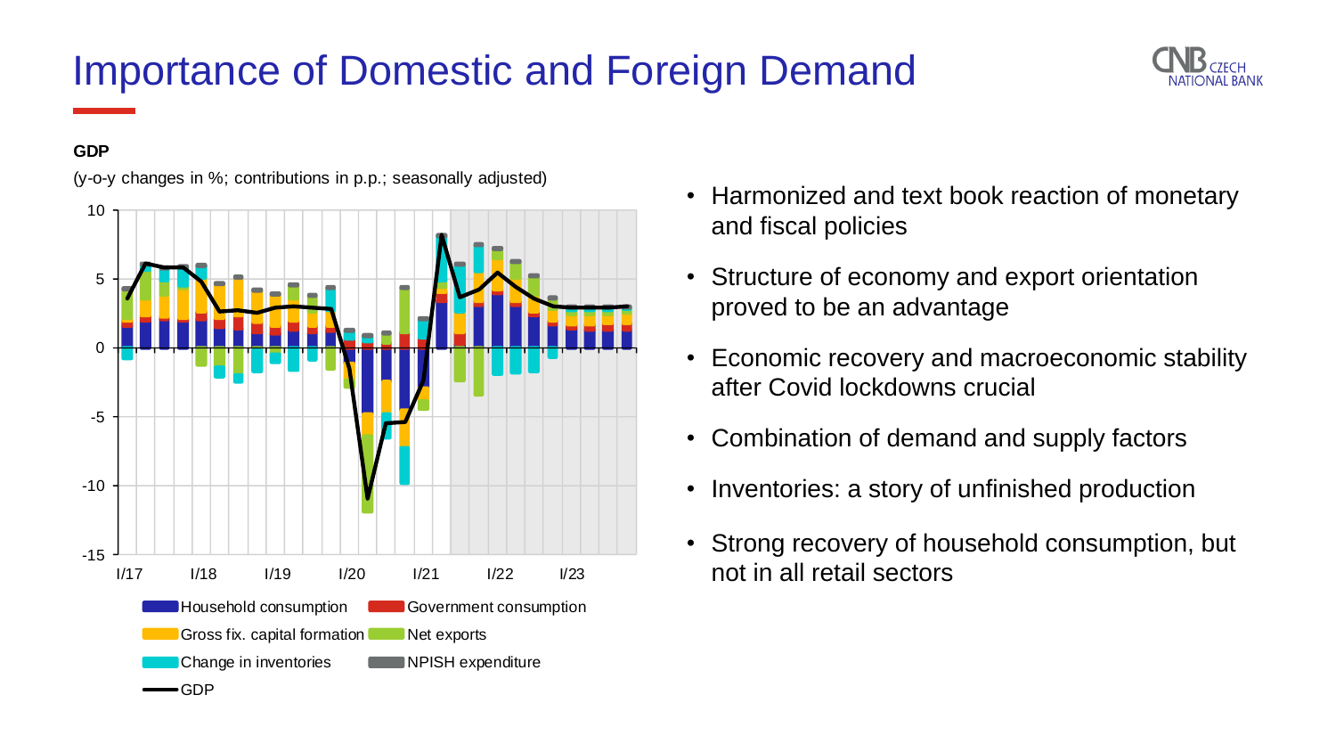# Importance of Domestic and Foreign Demand

**GDP**

(y-o-y changes in %; contributions in p.p.; seasonally adjusted)

- Harmonized and text book reaction of monetary and fiscal policies
- Structure of economy and export orientation proved to be an advantage
- Economic recovery and macroeconomic stability after Covid lockdowns crucial
- Combination of demand and supply factors
- Inventories: a story of unfinished production
- Strong recovery of household consumption, but not in all retail sectors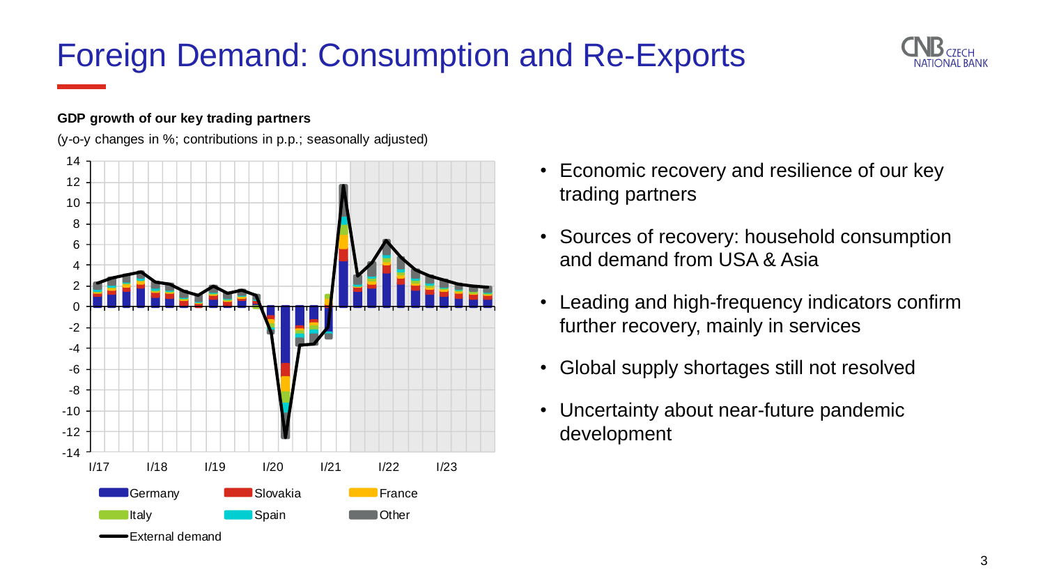# Foreign Demand: Consumption and Re-Exports

**GDP growth of our key trading partners**

(y-o-y changes in %; contributions in p.p.; seasonally adjusted)

Germany, Slovakia, France, Italy, Spain, Other, External demand

- Economic recovery and resilience of our key trading partners
- Sources of recovery: household consumption and demand from USA & Asia
- Leading and high-frequency indicators confirm further recovery, mainly in services
- Global supply shortages still not resolved
- Uncertainty about near-future pandemic development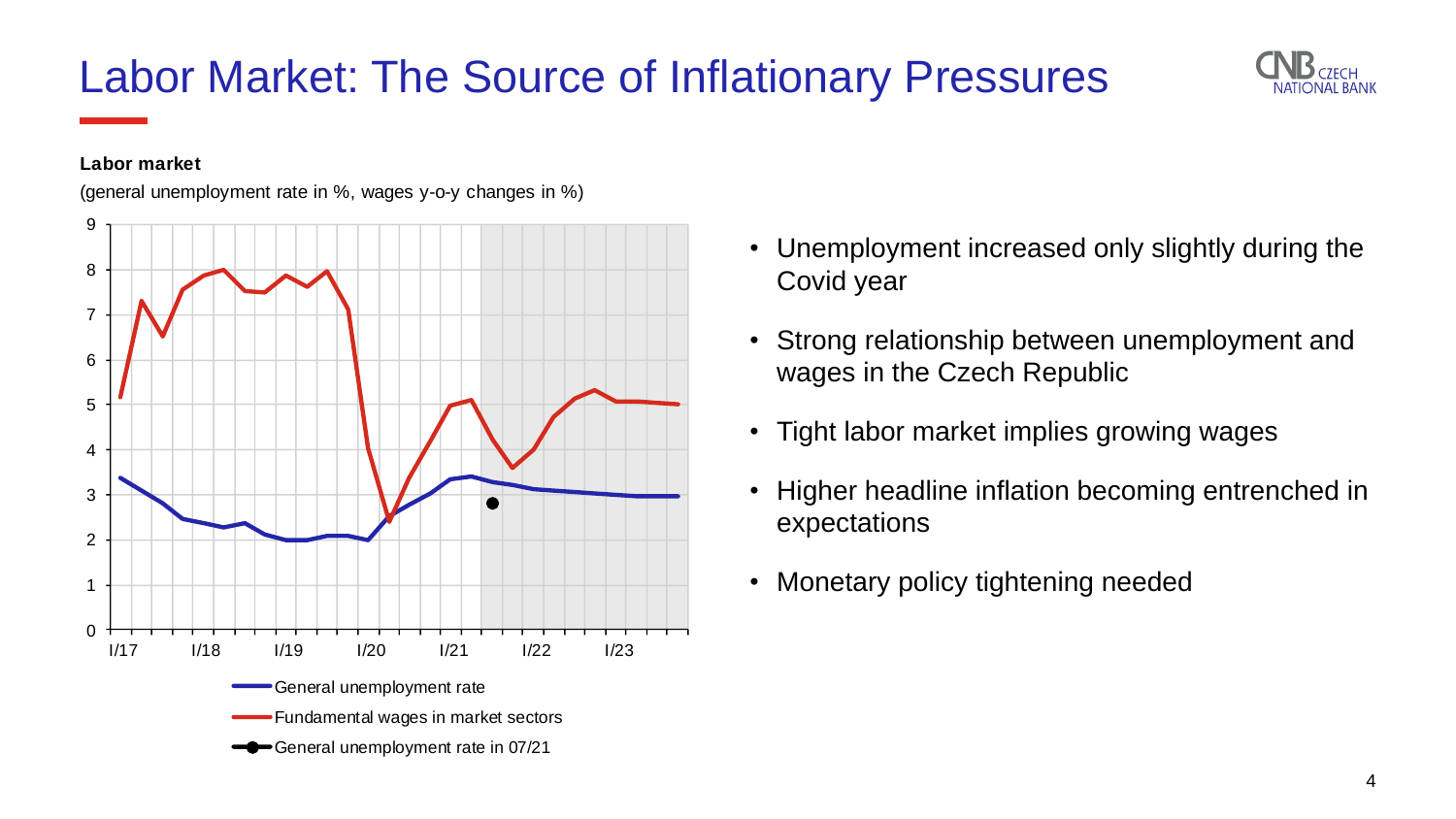# Labor Market: The Source of Inflationary Pressures

**Labor market**

(general unemployment rate in %, wages y-o-y changes in %)

- General unemployment rate
- Fundamental wages in market sectors
- General unemployment rate in 07/21

- Unemployment increased only slightly during the Covid year
- Strong relationship between unemployment and wages in the Czech Republic
- Tight labor market implies growing wages
- Higher headline inflation becoming entrenched in expectations
- Monetary policy tightening needed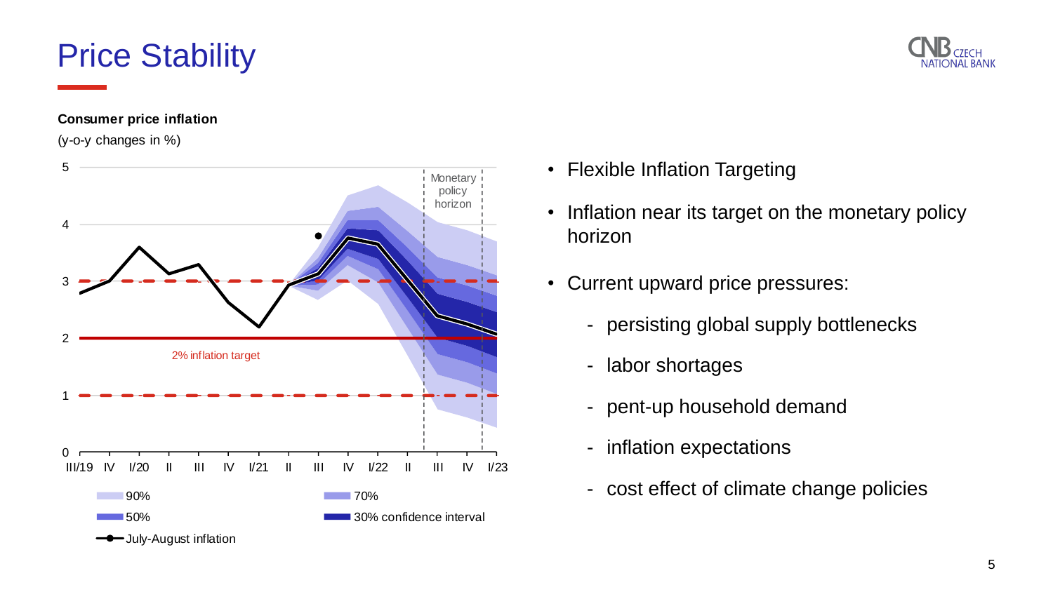# Price Stability

**Consumer price inflation**

(y-o-y changes in %)

Monetary policy horizon

2% inflation target

90% | 70% | 50% | 30% confidence interval | July-August inflation

- Flexible Inflation Targeting
- Inflation near its target on the monetary policy horizon
- Current upward price pressures:
  - persisting global supply bottlenecks
  - labor shortages
  - pent-up household demand
  - inflation expectations
  - cost effect of climate change policies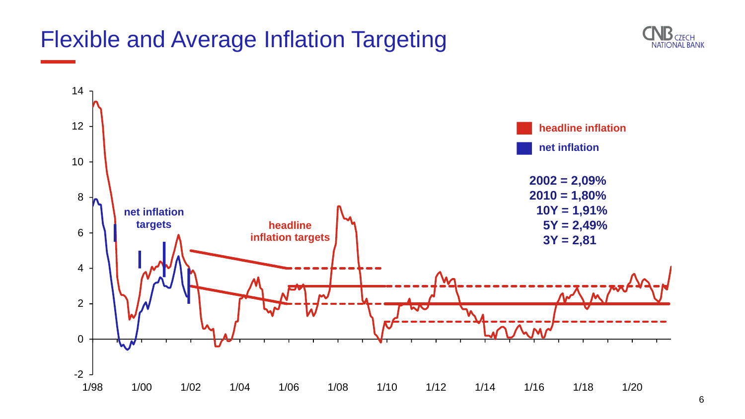# Flexible and Average Inflation Targeting

- headline inflation
- net inflation

net inflation targets

headline inflation targets

**2002 = 2,09%**
**2010 = 1,80%**
**10Y = 1,91%**
**5Y = 2,49%**
**3Y = 2,81**

14, 12, 10, 8, 6, 4, 2, 0, -2

1/98, 1/00, 1/02, 1/04, 1/06, 1/08, 1/10, 1/12, 1/14, 1/16, 1/18, 1/20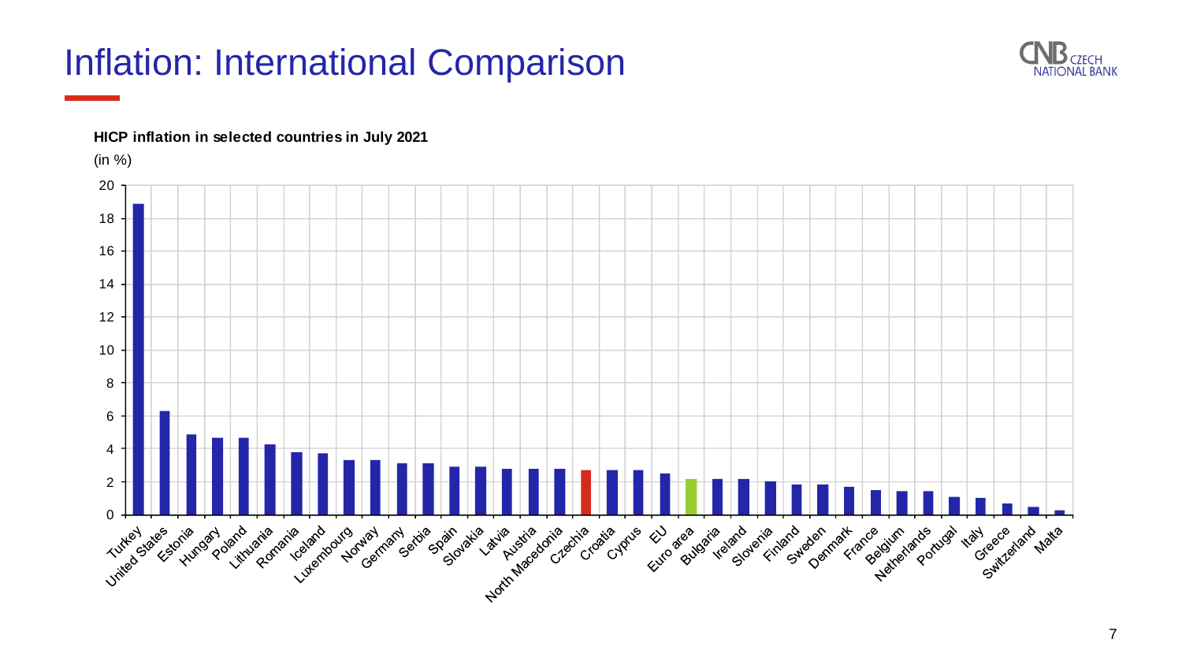# Inflation: International Comparison

**HICP inflation in selected countries in July 2021**

(in %)

| Country | HICP inflation |
|---|---|
| Turkey | 18.9 |
| United States | 6.3 |
| Estonia | 4.9 |
| Hungary | 4.7 |
| Poland | 4.7 |
| Lithuania | 4.3 |
| Romania | 3.8 |
| Iceland | 3.7 |
| Luxembourg | 3.3 |
| Norway | 3.3 |
| Germany | 3.1 |
| Serbia | 3.1 |
| Spain | 2.9 |
| Slovakia | 2.9 |
| Latvia | 2.8 |
| Austria | 2.8 |
| North Macedonia | 2.8 |
| Czechia | 2.7 |
| Croatia | 2.7 |
| Cyprus | 2.7 |
| EU | 2.5 |
| Euro area | 2.2 |
| Bulgaria | 2.2 |
| Ireland | 2.2 |
| Slovenia | 2.0 |
| Finland | 1.8 |
| Sweden | 1.8 |
| Denmark | 1.7 |
| France | 1.5 |
| Belgium | 1.4 |
| Netherlands | 1.4 |
| Portugal | 1.1 |
| Italy | 1.0 |
| Greece | 0.7 |
| Switzerland | 0.5 |
| Malta | 0.3 |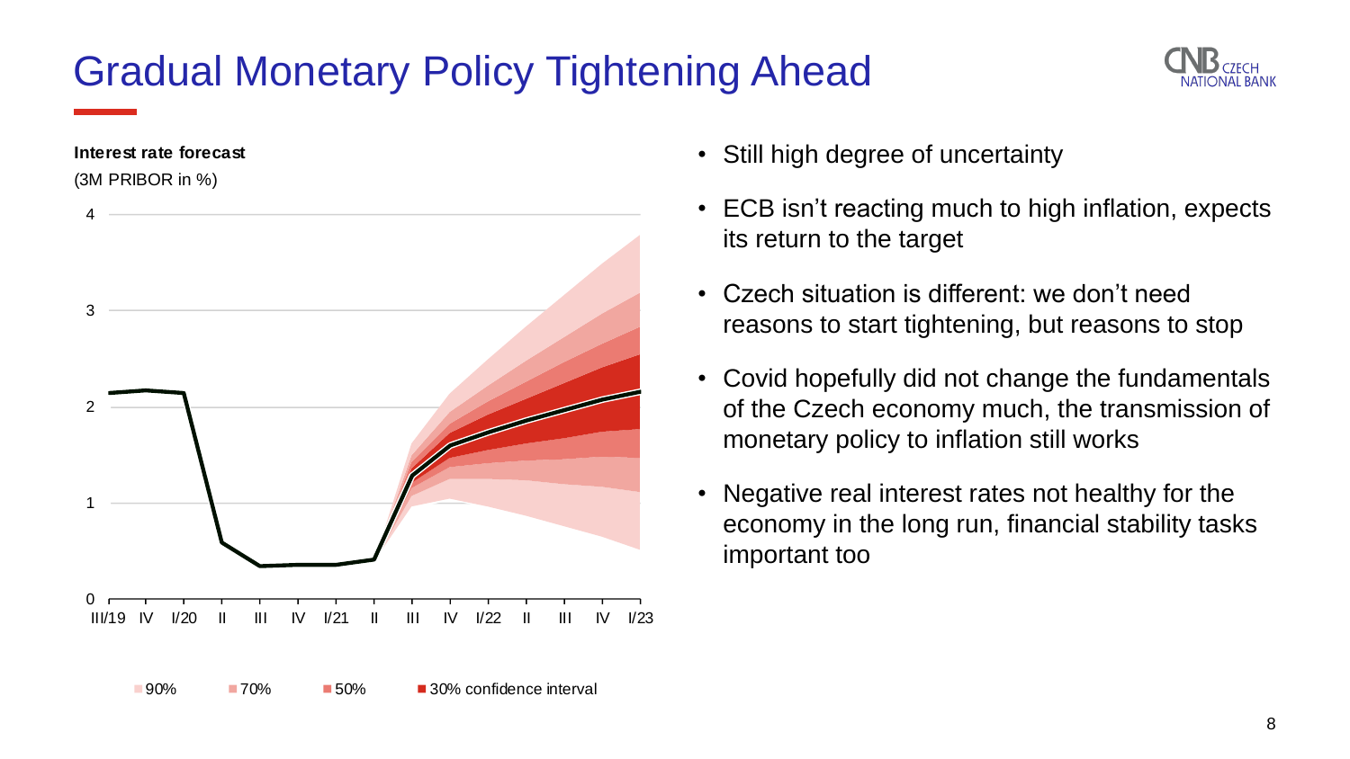# Gradual Monetary Policy Tightening Ahead

**Interest rate forecast**

(3M PRIBOR in %)

90% 70% 50% 30% confidence interval

- Still high degree of uncertainty
- ECB isn't reacting much to high inflation, expects its return to the target
- Czech situation is different: we don't need reasons to start tightening, but reasons to stop
- Covid hopefully did not change the fundamentals of the Czech economy much, the transmission of monetary policy to inflation still works
- Negative real interest rates not healthy for the economy in the long run, financial stability tasks important too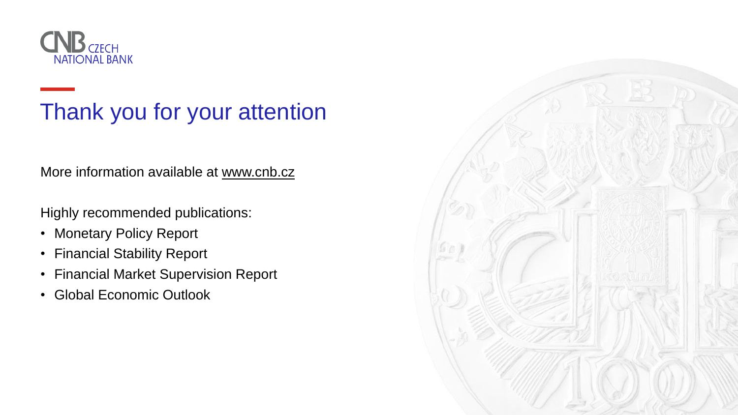CNB CZECH NATIONAL BANK

# Thank you for your attention

More information available at www.cnb.cz

Highly recommended publications:

- Monetary Policy Report
- Financial Stability Report
- Financial Market Supervision Report
- Global Economic Outlook